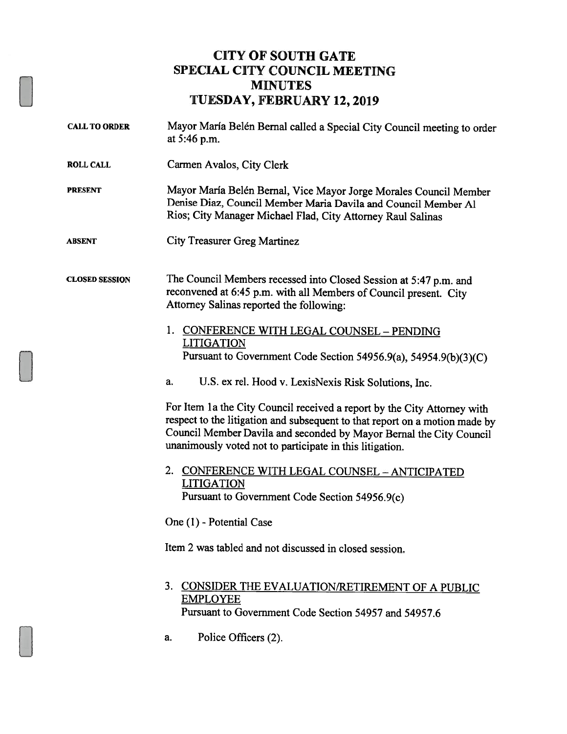# CITY OF SOUTH GATE
## SPECIAL CITY COUNCIL MEETING
## MINUTES
## TUESDAY, FEBRUARY 12, 2019

**CALL TO ORDER** Mayor María Belén Bernal called a Special City Council meeting to order at 5:46 p.m.

**ROLL CALL** Carmen Avalos, City Clerk

**PRESENT** Mayor María Belén Bernal, Vice Mayor Jorge Morales Council Member Denise Diaz, Council Member Maria Davila and Council Member Al Rios; City Manager Michael Flad, City Attorney Raul Salinas

**ABSENT** City Treasurer Greg Martinez

**CLOSED SESSION** The Council Members recessed into Closed Session at 5:47 p.m. and reconvened at 6:45 p.m. with all Members of Council present. City Attorney Salinas reported the following:

1. CONFERENCE WITH LEGAL COUNSEL – PENDING LITIGATION
   Pursuant to Government Code Section 54956.9(a), 54954.9(b)(3)(C)

   a. U.S. ex rel. Hood v. LexisNexis Risk Solutions, Inc.

For Item 1a the City Council received a report by the City Attorney with respect to the litigation and subsequent to that report on a motion made by Council Member Davila and seconded by Mayor Bernal the City Council unanimously voted not to participate in this litigation.

2. CONFERENCE WITH LEGAL COUNSEL – ANTICIPATED LITIGATION
   Pursuant to Government Code Section 54956.9(c)

One (1) - Potential Case

Item 2 was tabled and not discussed in closed session.

3. CONSIDER THE EVALUATION/RETIREMENT OF A PUBLIC EMPLOYEE
   Pursuant to Government Code Section 54957 and 54957.6

   a. Police Officers (2).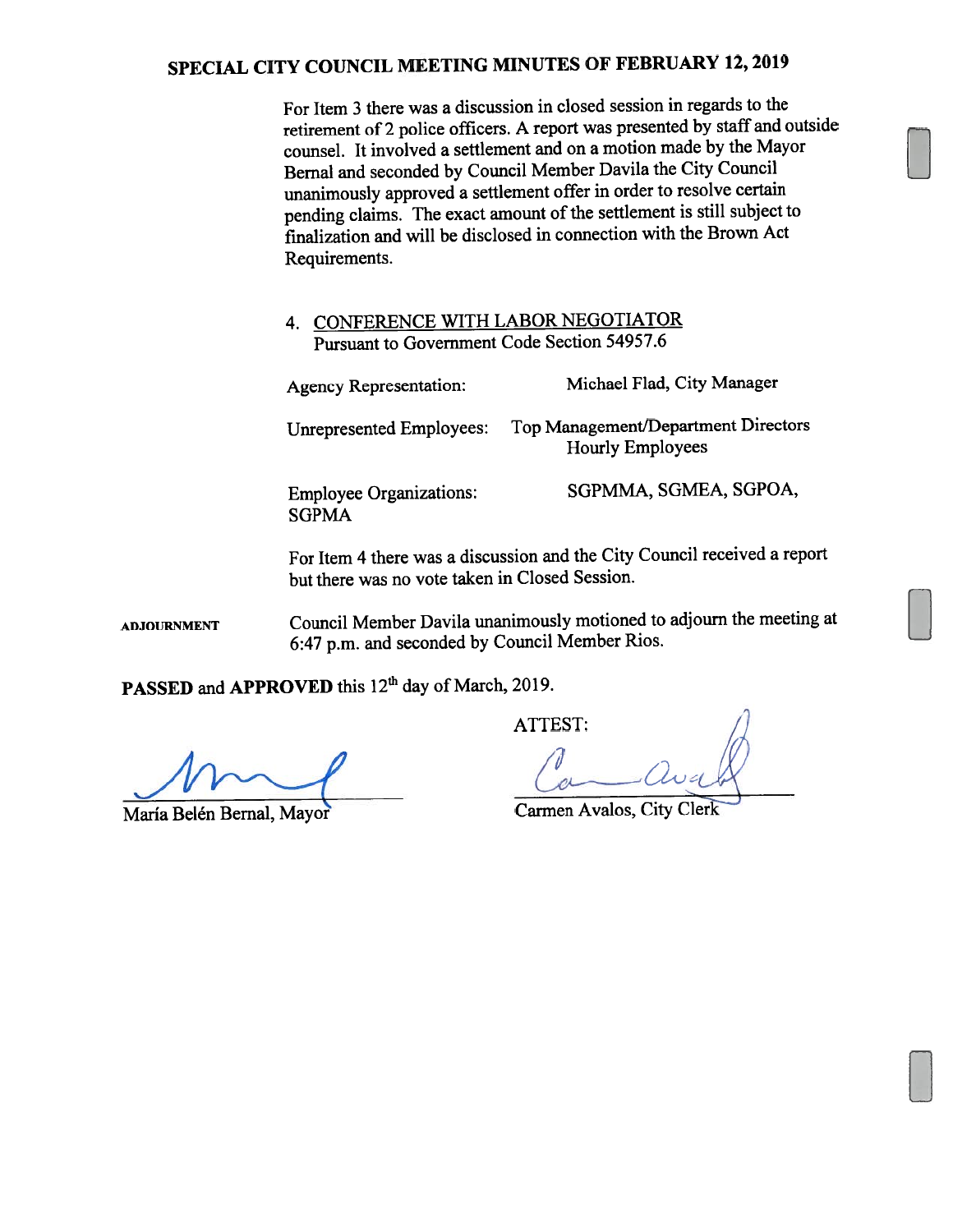## SPECIAL CITY COUNCIL MEETING MINUTES OF FEBRUARY 12, 2019

For Item 3 there was a discussion in closed session in regards to the retirement of 2 police officers. A report was presented by staff and outside counsel. It involved a settlement and on a motion made by the Mayor Bernal and seconded by Council Member Davila the City Council unanimously approved a settlement offer in order to resolve certain pending claims. The exact amount of the settlement is still subject to finalization and will be disclosed in connection with the Brown Act Requirements.

4. CONFERENCE WITH LABOR NEGOTIATOR
   Pursuant to Government Code Section 54957.6

| | |
|---|---|
| Agency Representation: | Michael Flad, City Manager |
| Unrepresented Employees: | Top Management/Department Directors<br>Hourly Employees |
| Employee Organizations: | SGPMMA, SGMEA, SGPOA, SGPMA |

For Item 4 there was a discussion and the City Council received a report but there was no vote taken in Closed Session.

**ADJOURNMENT** Council Member Davila unanimously motioned to adjourn the meeting at 6:47 p.m. and seconded by Council Member Rios.

**PASSED** and **APPROVED** this 12th day of March, 2019.

María Belén Bernal, Mayor

ATTEST:

Carmen Avalos, City Clerk